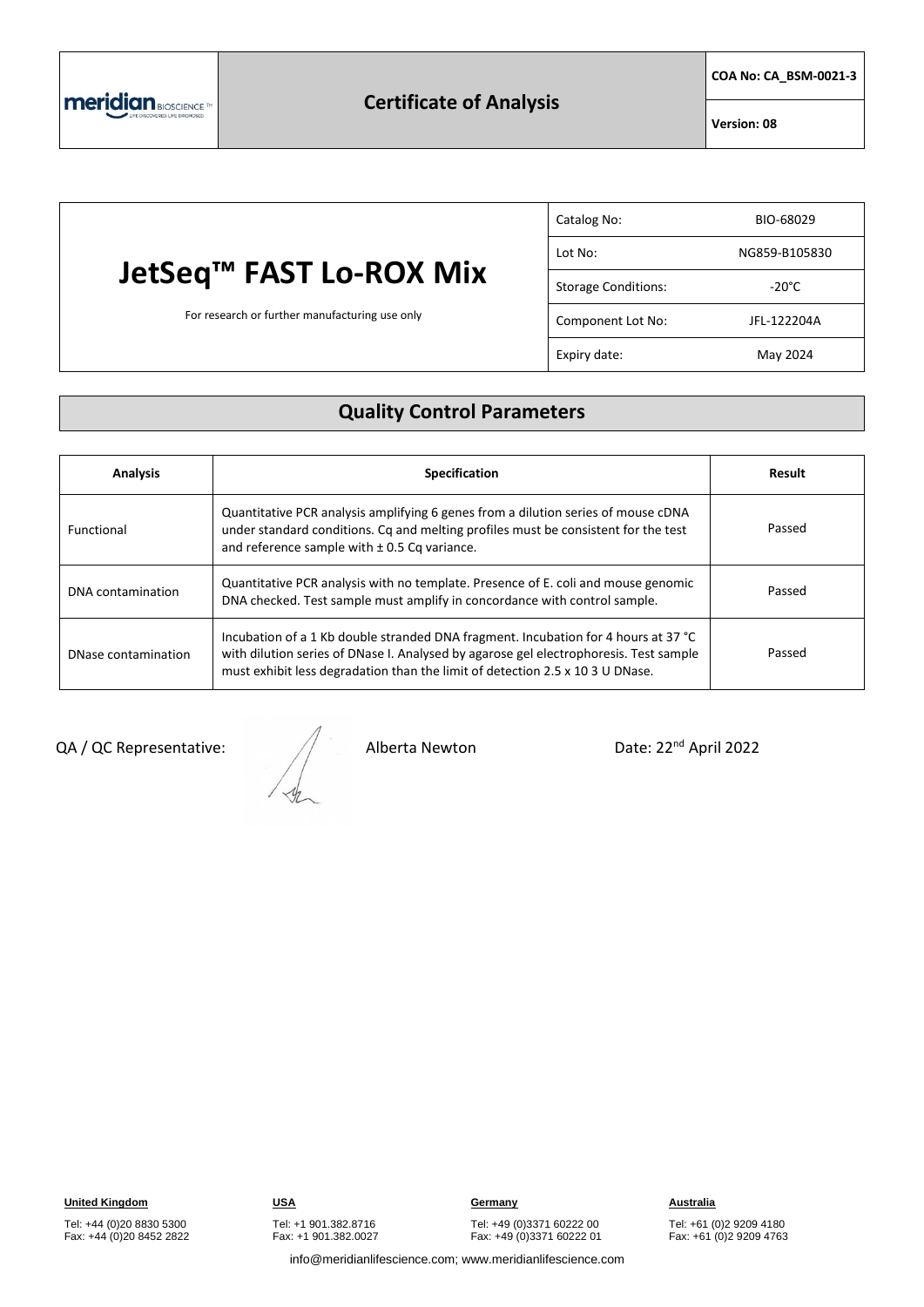# Certificate of Analysis

COA No: CA_BSM-0021-3

Version: 08

# JetSeq™ FAST Lo-ROX Mix

For research or further manufacturing use only

| Catalog No: | BIO-68029 |
| --- | --- |
| Lot No: | NG859-B105830 |
| Storage Conditions: | -20°C |
| Component Lot No: | JFL-122204A |
| Expiry date: | May 2024 |

## Quality Control Parameters

| Analysis | Specification | Result |
| --- | --- | --- |
| Functional | Quantitative PCR analysis amplifying 6 genes from a dilution series of mouse cDNA under standard conditions. Cq and melting profiles must be consistent for the test and reference sample with ± 0.5 Cq variance. | Passed |
| DNA contamination | Quantitative PCR analysis with no template. Presence of E. coli and mouse genomic DNA checked. Test sample must amplify in concordance with control sample. | Passed |
| DNase contamination | Incubation of a 1 Kb double stranded DNA fragment. Incubation for 4 hours at 37 °C with dilution series of DNase I. Analysed by agarose gel electrophoresis. Test sample must exhibit less degradation than the limit of detection 2.5 x 10 3 U DNase. | Passed |

QA / QC Representative: Alberta Newton Date: 22nd April 2022

**United Kingdom**
Tel: +44 (0)20 8830 5300
Fax: +44 (0)20 8452 2822

**USA**
Tel: +1 901.382.8716
Fax: +1 901.382.0027

**Germany**
Tel: +49 (0)3371 60222 00
Fax: +49 (0)3371 60222 01

**Australia**
Tel: +61 (0)2 9209 4180
Fax: +61 (0)2 9209 4763

info@meridianlifescience.com; www.meridianlifescience.com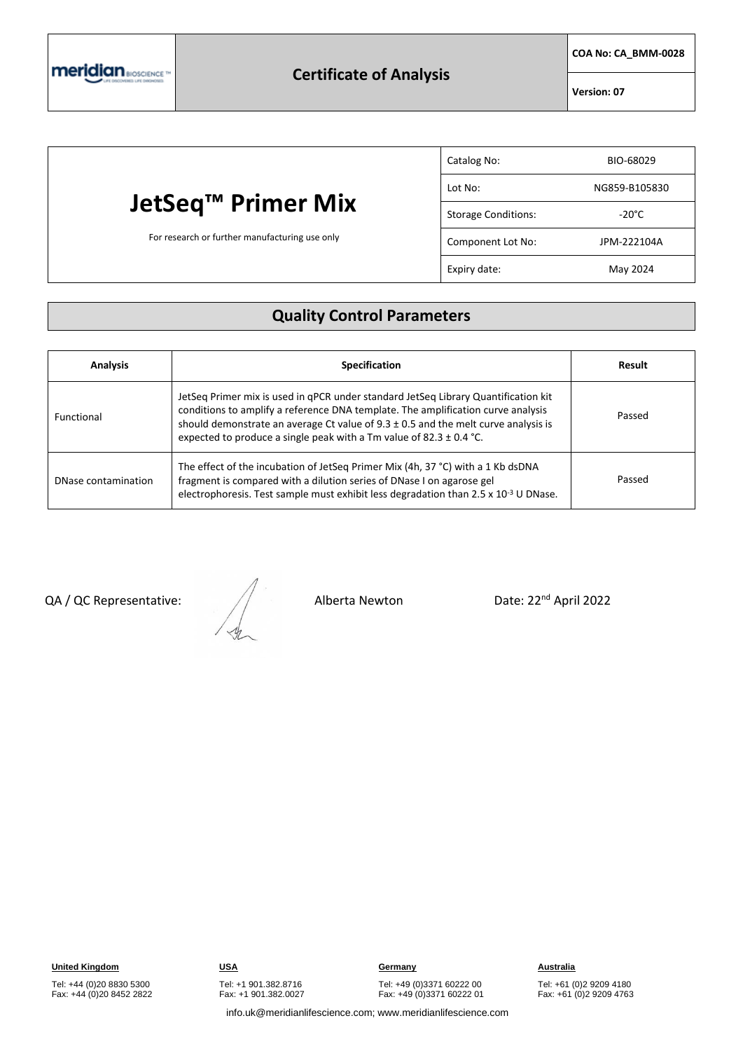| meridian BIOSCIENCE | Certificate of Analysis | COA No: CA_BMM-0028 |
|---|---|---|
| | | Version: 07 |

# JetSeq™ Primer Mix

For research or further manufacturing use only

| | |
|---|---|
| Catalog No: | BIO-68029 |
| Lot No: | NG859-B105830 |
| Storage Conditions: | -20°C |
| Component Lot No: | JPM-222104A |
| Expiry date: | May 2024 |

## Quality Control Parameters

| Analysis | Specification | Result |
|---|---|---|
| Functional | JetSeq Primer mix is used in qPCR under standard JetSeq Library Quantification kit conditions to amplify a reference DNA template. The amplification curve analysis should demonstrate an average Ct value of 9.3 ± 0.5 and the melt curve analysis is expected to produce a single peak with a Tm value of 82.3 ± 0.4 °C. | Passed |
| DNase contamination | The effect of the incubation of JetSeq Primer Mix (4h, 37 °C) with a 1 Kb dsDNA fragment is compared with a dilution series of DNase I on agarose gel electrophoresis. Test sample must exhibit less degradation than $2.5 \times 10^{-3}$ U DNase. | Passed |

QA / QC Representative: Alberta Newton Date: 22nd April 2022

**United Kingdom**
Tel: +44 (0)20 8830 5300
Fax: +44 (0)20 8452 2822

**USA**
Tel: +1 901.382.8716
Fax: +1 901.382.0027

**Germany**
Tel: +49 (0)3371 60222 00
Fax: +49 (0)3371 60222 01

**Australia**
Tel: +61 (0)2 9209 4180
Fax: +61 (0)2 9209 4763

info.uk@meridianlifescience.com; www.meridianlifescience.com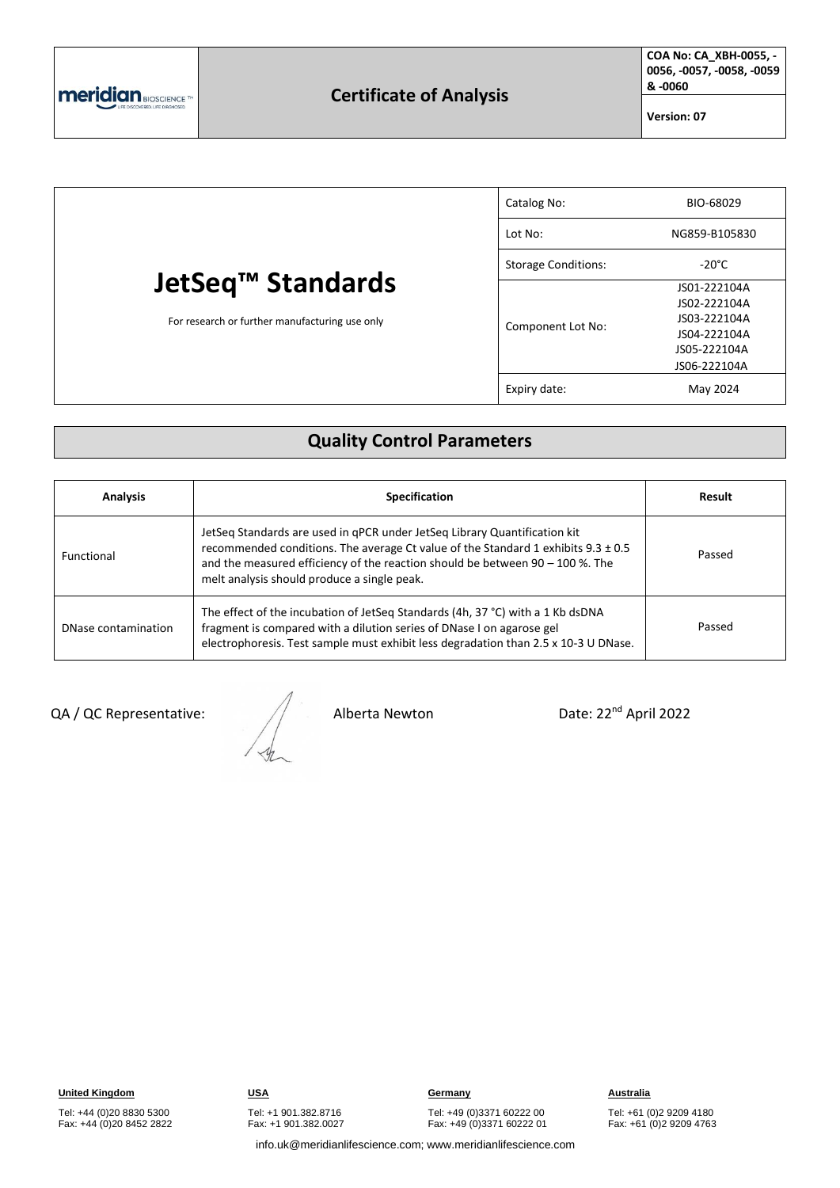| meridian BIOSCIENCE™ | Certificate of Analysis | COA No: CA_XBH-0055, -0056, -0057, -0058, -0059 & -0060 |
|---|---|---|
| | | Version: 07 |

# JetSeq™ Standards

For research or further manufacturing use only

| | |
|---|---|
| Catalog No: | BIO-68029 |
| Lot No: | NG859-B105830 |
| Storage Conditions: | -20°C |
| Component Lot No: | JS01-222104A<br>JS02-222104A<br>JS03-222104A<br>JS04-222104A<br>JS05-222104A<br>JS06-222104A |
| Expiry date: | May 2024 |

## Quality Control Parameters

| Analysis | Specification | Result |
|---|---|---|
| Functional | JetSeq Standards are used in qPCR under JetSeq Library Quantification kit recommended conditions. The average Ct value of the Standard 1 exhibits 9.3 ± 0.5 and the measured efficiency of the reaction should be between 90 – 100 %. The melt analysis should produce a single peak. | Passed |
| DNase contamination | The effect of the incubation of JetSeq Standards (4h, 37 °C) with a 1 Kb dsDNA fragment is compared with a dilution series of DNase I on agarose gel electrophoresis. Test sample must exhibit less degradation than 2.5 x 10-3 U DNase. | Passed |

QA / QC Representative: [signature] Alberta Newton    Date: 22nd April 2022

**United Kingdom**
Tel: +44 (0)20 8830 5300
Fax: +44 (0)20 8452 2822

**USA**
Tel: +1 901.382.8716
Fax: +1 901.382.0027

**Germany**
Tel: +49 (0)3371 60222 00
Fax: +49 (0)3371 60222 01

**Australia**
Tel: +61 (0)2 9209 4180
Fax: +61 (0)2 9209 4763

info.uk@meridianlifescience.com; www.meridianlifescience.com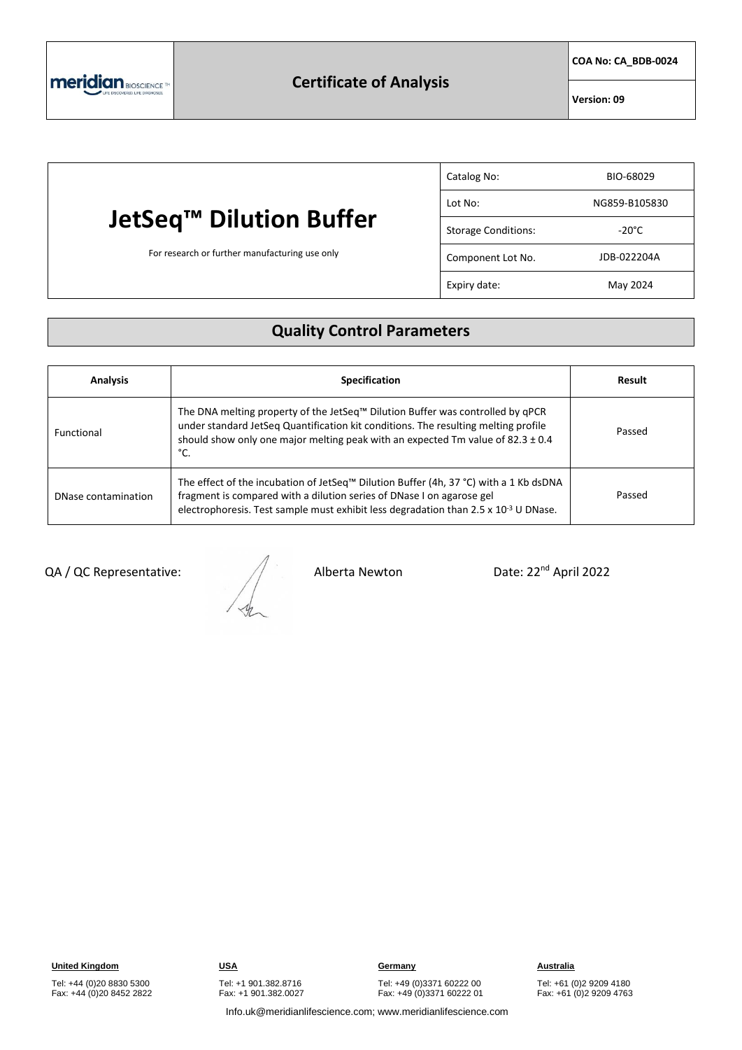meridian BIOSCIENCE™

## Certificate of Analysis

**COA No: CA_BDB-0024**

**Version: 09**

# JetSeq™ Dilution Buffer

For research or further manufacturing use only

| | |
|---|---|
| Catalog No: | BIO-68029 |
| Lot No: | NG859-B105830 |
| Storage Conditions: | -20°C |
| Component Lot No. | JDB-022204A |
| Expiry date: | May 2024 |

## Quality Control Parameters

| Analysis | Specification | Result |
|---|---|---|
| Functional | The DNA melting property of the JetSeq™ Dilution Buffer was controlled by qPCR under standard JetSeq Quantification kit conditions. The resulting melting profile should show only one major melting peak with an expected Tm value of 82.3 ± 0.4 °C. | Passed |
| DNase contamination | The effect of the incubation of JetSeq™ Dilution Buffer (4h, 37 °C) with a 1 Kb dsDNA fragment is compared with a dilution series of DNase I on agarose gel electrophoresis. Test sample must exhibit less degradation than $2.5 \times 10^{-3}$ U DNase. | Passed |

QA / QC Representative: Alberta Newton Date: 22nd April 2022

**United Kingdom**
Tel: +44 (0)20 8830 5300
Fax: +44 (0)20 8452 2822

**USA**
Tel: +1 901.382.8716
Fax: +1 901.382.0027

**Germany**
Tel: +49 (0)3371 60222 00
Fax: +49 (0)3371 60222 01

**Australia**
Tel: +61 (0)2 9209 4180
Fax: +61 (0)2 9209 4763

Info.uk@meridianlifescience.com; www.meridianlifescience.com